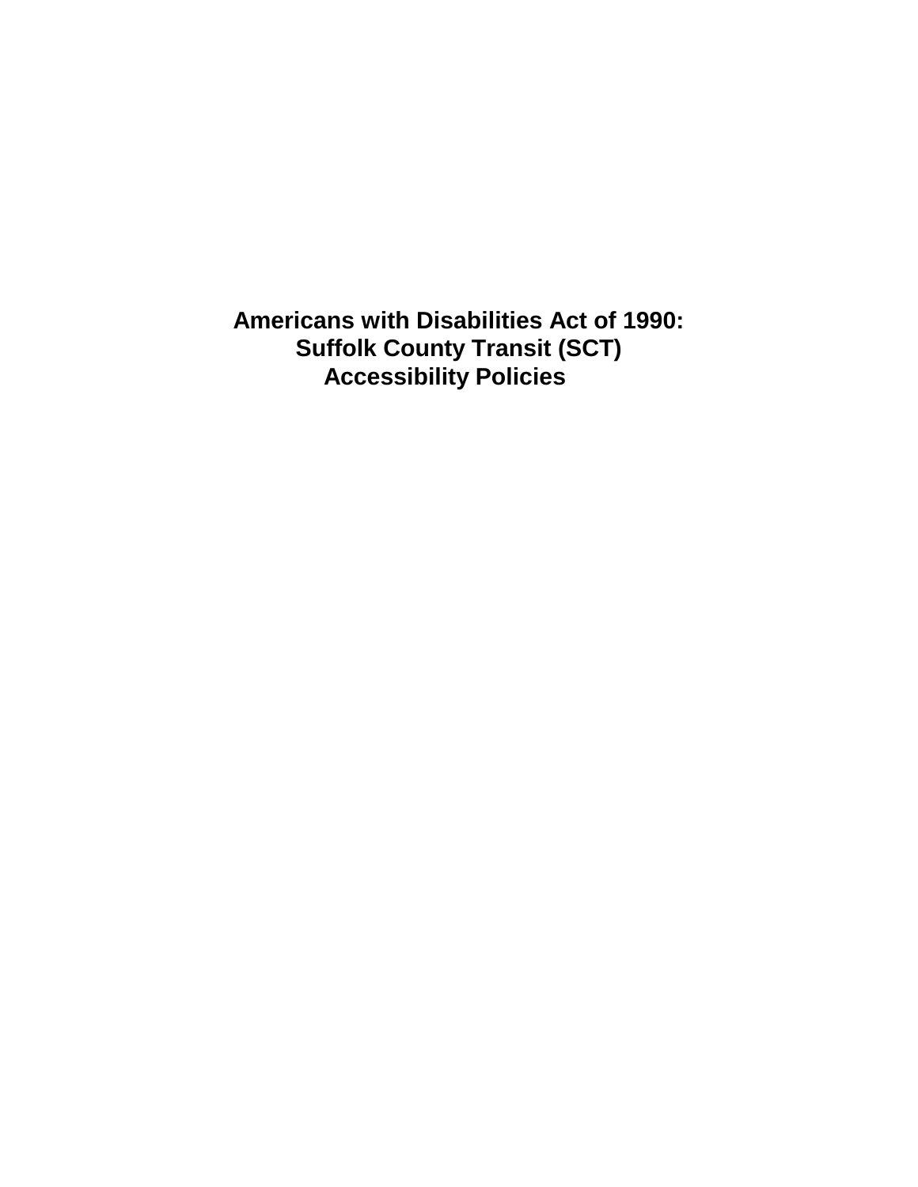# Americans with Disabilities Act of 1990:
# Suffolk County Transit (SCT)
# Accessibility Policies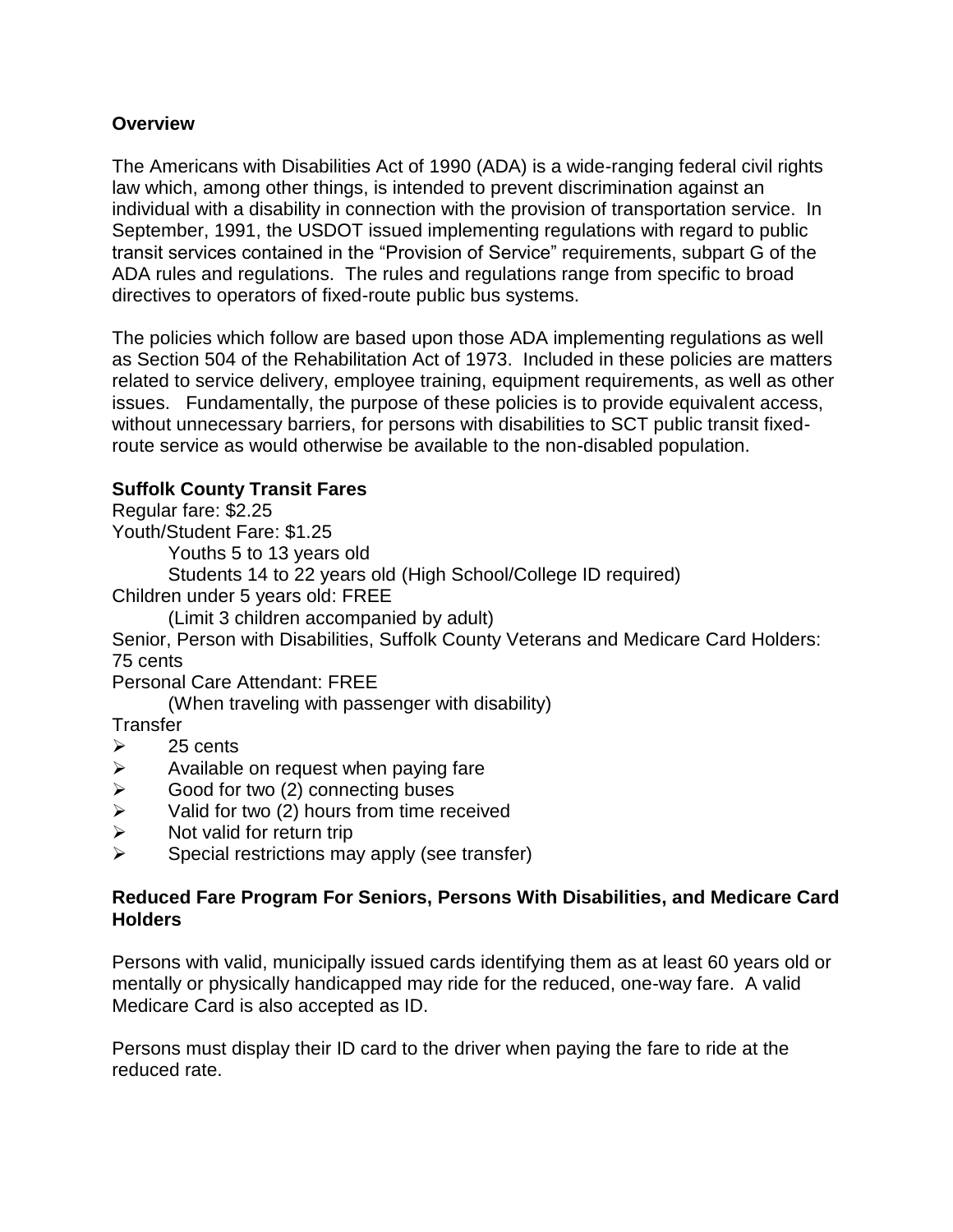**Overview**

The Americans with Disabilities Act of 1990 (ADA) is a wide-ranging federal civil rights law which, among other things, is intended to prevent discrimination against an individual with a disability in connection with the provision of transportation service. In September, 1991, the USDOT issued implementing regulations with regard to public transit services contained in the "Provision of Service" requirements, subpart G of the ADA rules and regulations. The rules and regulations range from specific to broad directives to operators of fixed-route public bus systems.

The policies which follow are based upon those ADA implementing regulations as well as Section 504 of the Rehabilitation Act of 1973. Included in these policies are matters related to service delivery, employee training, equipment requirements, as well as other issues. Fundamentally, the purpose of these policies is to provide equivalent access, without unnecessary barriers, for persons with disabilities to SCT public transit fixed-route service as would otherwise be available to the non-disabled population.

**Suffolk County Transit Fares**

Regular fare: $2.25

Youth/Student Fare: $1.25

  Youths 5 to 13 years old

  Students 14 to 22 years old (High School/College ID required)

Children under 5 years old: FREE

  (Limit 3 children accompanied by adult)

Senior, Person with Disabilities, Suffolk County Veterans and Medicare Card Holders: 75 cents

Personal Care Attendant: FREE

  (When traveling with passenger with disability)

Transfer

- 25 cents
- Available on request when paying fare
- Good for two (2) connecting buses
- Valid for two (2) hours from time received
- Not valid for return trip
- Special restrictions may apply (see transfer)

**Reduced Fare Program For Seniors, Persons With Disabilities, and Medicare Card Holders**

Persons with valid, municipally issued cards identifying them as at least 60 years old or mentally or physically handicapped may ride for the reduced, one-way fare. A valid Medicare Card is also accepted as ID.

Persons must display their ID card to the driver when paying the fare to ride at the reduced rate.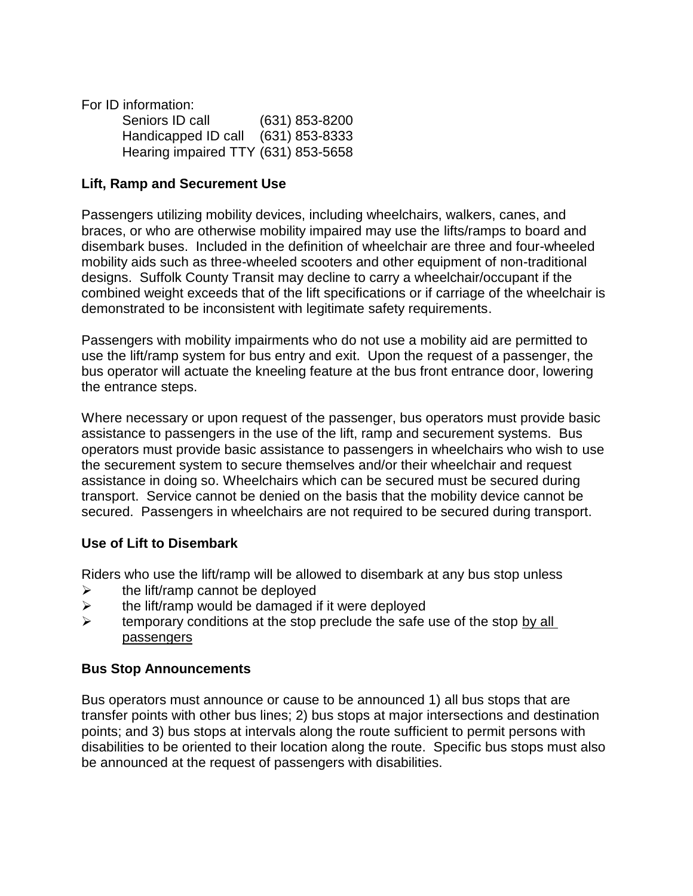For ID information:

Seniors ID call (631) 853-8200
Handicapped ID call (631) 853-8333
Hearing impaired TTY (631) 853-5658

**Lift, Ramp and Securement Use**

Passengers utilizing mobility devices, including wheelchairs, walkers, canes, and braces, or who are otherwise mobility impaired may use the lifts/ramps to board and disembark buses. Included in the definition of wheelchair are three and four-wheeled mobility aids such as three-wheeled scooters and other equipment of non-traditional designs. Suffolk County Transit may decline to carry a wheelchair/occupant if the combined weight exceeds that of the lift specifications or if carriage of the wheelchair is demonstrated to be inconsistent with legitimate safety requirements.

Passengers with mobility impairments who do not use a mobility aid are permitted to use the lift/ramp system for bus entry and exit. Upon the request of a passenger, the bus operator will actuate the kneeling feature at the bus front entrance door, lowering the entrance steps.

Where necessary or upon request of the passenger, bus operators must provide basic assistance to passengers in the use of the lift, ramp and securement systems. Bus operators must provide basic assistance to passengers in wheelchairs who wish to use the securement system to secure themselves and/or their wheelchair and request assistance in doing so. Wheelchairs which can be secured must be secured during transport. Service cannot be denied on the basis that the mobility device cannot be secured. Passengers in wheelchairs are not required to be secured during transport.

**Use of Lift to Disembark**

Riders who use the lift/ramp will be allowed to disembark at any bus stop unless

- the lift/ramp cannot be deployed
- the lift/ramp would be damaged if it were deployed
- temporary conditions at the stop preclude the safe use of the stop by all passengers

**Bus Stop Announcements**

Bus operators must announce or cause to be announced 1) all bus stops that are transfer points with other bus lines; 2) bus stops at major intersections and destination points; and 3) bus stops at intervals along the route sufficient to permit persons with disabilities to be oriented to their location along the route. Specific bus stops must also be announced at the request of passengers with disabilities.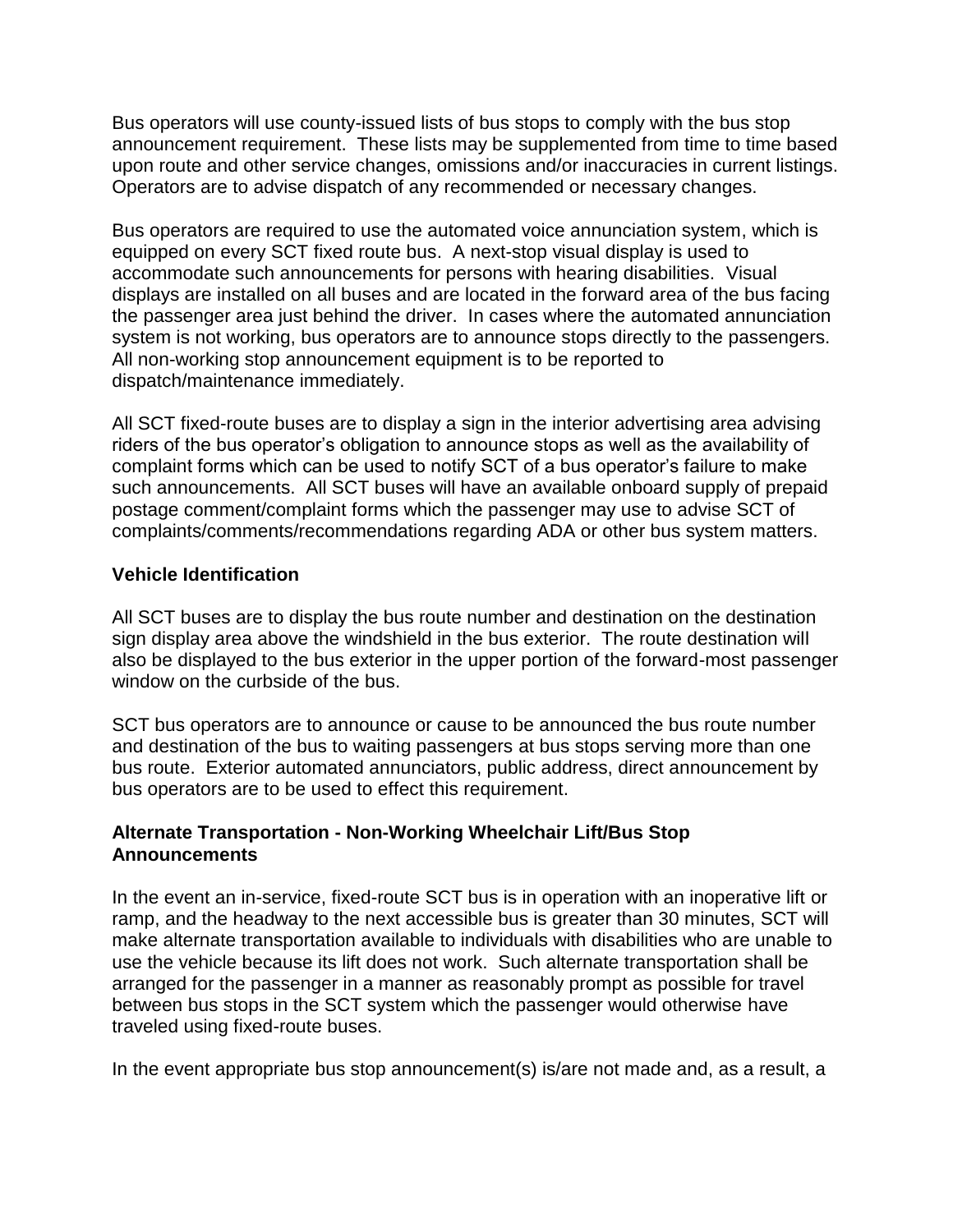Bus operators will use county-issued lists of bus stops to comply with the bus stop announcement requirement. These lists may be supplemented from time to time based upon route and other service changes, omissions and/or inaccuracies in current listings. Operators are to advise dispatch of any recommended or necessary changes.

Bus operators are required to use the automated voice annunciation system, which is equipped on every SCT fixed route bus. A next-stop visual display is used to accommodate such announcements for persons with hearing disabilities. Visual displays are installed on all buses and are located in the forward area of the bus facing the passenger area just behind the driver. In cases where the automated annunciation system is not working, bus operators are to announce stops directly to the passengers. All non-working stop announcement equipment is to be reported to dispatch/maintenance immediately.

All SCT fixed-route buses are to display a sign in the interior advertising area advising riders of the bus operator's obligation to announce stops as well as the availability of complaint forms which can be used to notify SCT of a bus operator's failure to make such announcements. All SCT buses will have an available onboard supply of prepaid postage comment/complaint forms which the passenger may use to advise SCT of complaints/comments/recommendations regarding ADA or other bus system matters.

**Vehicle Identification**

All SCT buses are to display the bus route number and destination on the destination sign display area above the windshield in the bus exterior. The route destination will also be displayed to the bus exterior in the upper portion of the forward-most passenger window on the curbside of the bus.

SCT bus operators are to announce or cause to be announced the bus route number and destination of the bus to waiting passengers at bus stops serving more than one bus route. Exterior automated annunciators, public address, direct announcement by bus operators are to be used to effect this requirement.

**Alternate Transportation - Non-Working Wheelchair Lift/Bus Stop Announcements**

In the event an in-service, fixed-route SCT bus is in operation with an inoperative lift or ramp, and the headway to the next accessible bus is greater than 30 minutes, SCT will make alternate transportation available to individuals with disabilities who are unable to use the vehicle because its lift does not work. Such alternate transportation shall be arranged for the passenger in a manner as reasonably prompt as possible for travel between bus stops in the SCT system which the passenger would otherwise have traveled using fixed-route buses.

In the event appropriate bus stop announcement(s) is/are not made and, as a result, a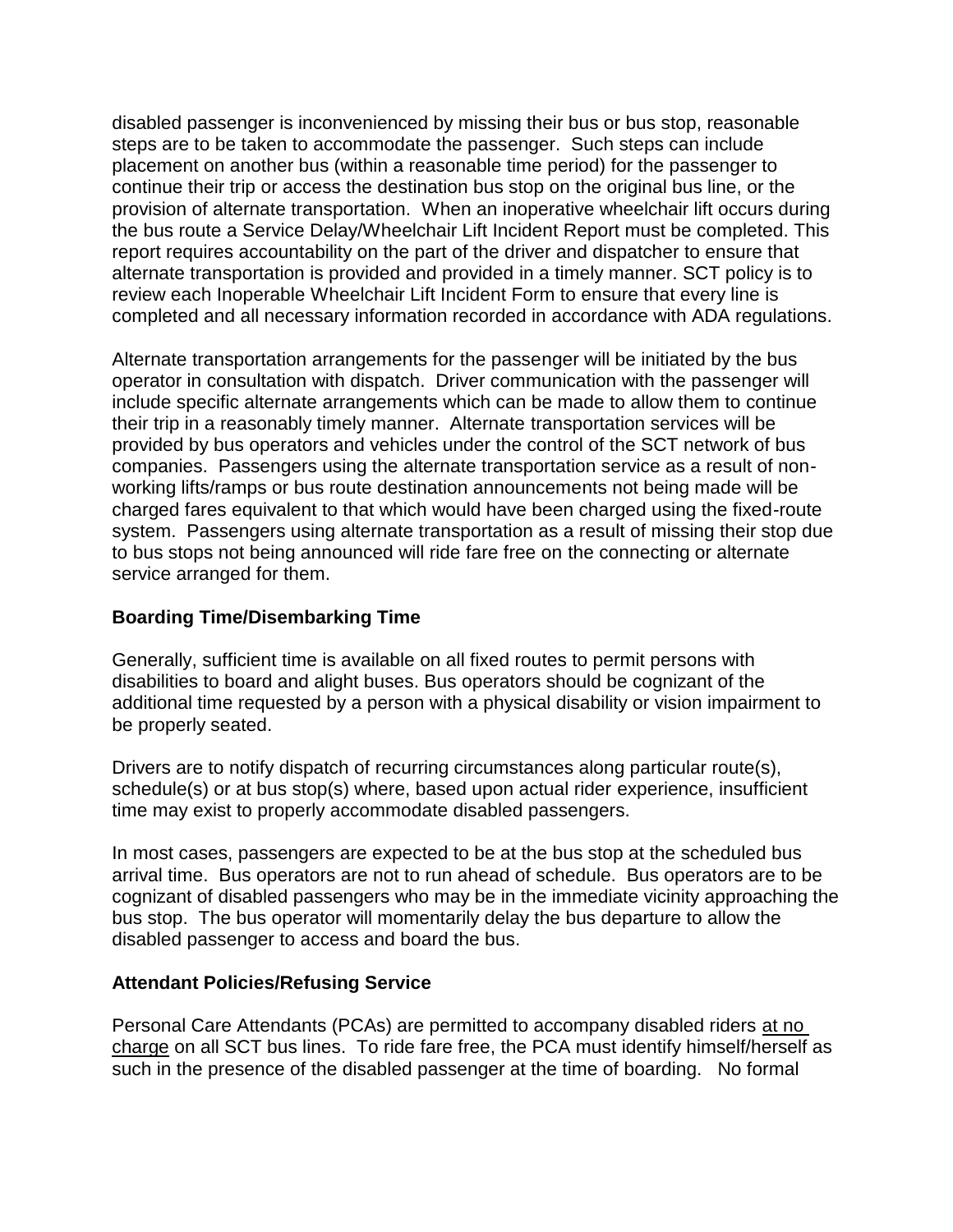disabled passenger is inconvenienced by missing their bus or bus stop, reasonable steps are to be taken to accommodate the passenger. Such steps can include placement on another bus (within a reasonable time period) for the passenger to continue their trip or access the destination bus stop on the original bus line, or the provision of alternate transportation. When an inoperative wheelchair lift occurs during the bus route a Service Delay/Wheelchair Lift Incident Report must be completed. This report requires accountability on the part of the driver and dispatcher to ensure that alternate transportation is provided and provided in a timely manner. SCT policy is to review each Inoperable Wheelchair Lift Incident Form to ensure that every line is completed and all necessary information recorded in accordance with ADA regulations.

Alternate transportation arrangements for the passenger will be initiated by the bus operator in consultation with dispatch. Driver communication with the passenger will include specific alternate arrangements which can be made to allow them to continue their trip in a reasonably timely manner. Alternate transportation services will be provided by bus operators and vehicles under the control of the SCT network of bus companies. Passengers using the alternate transportation service as a result of non-working lifts/ramps or bus route destination announcements not being made will be charged fares equivalent to that which would have been charged using the fixed-route system. Passengers using alternate transportation as a result of missing their stop due to bus stops not being announced will ride fare free on the connecting or alternate service arranged for them.

**Boarding Time/Disembarking Time**

Generally, sufficient time is available on all fixed routes to permit persons with disabilities to board and alight buses. Bus operators should be cognizant of the additional time requested by a person with a physical disability or vision impairment to be properly seated.

Drivers are to notify dispatch of recurring circumstances along particular route(s), schedule(s) or at bus stop(s) where, based upon actual rider experience, insufficient time may exist to properly accommodate disabled passengers.

In most cases, passengers are expected to be at the bus stop at the scheduled bus arrival time. Bus operators are not to run ahead of schedule. Bus operators are to be cognizant of disabled passengers who may be in the immediate vicinity approaching the bus stop. The bus operator will momentarily delay the bus departure to allow the disabled passenger to access and board the bus.

**Attendant Policies/Refusing Service**

Personal Care Attendants (PCAs) are permitted to accompany disabled riders at no charge on all SCT bus lines. To ride fare free, the PCA must identify himself/herself as such in the presence of the disabled passenger at the time of boarding. No formal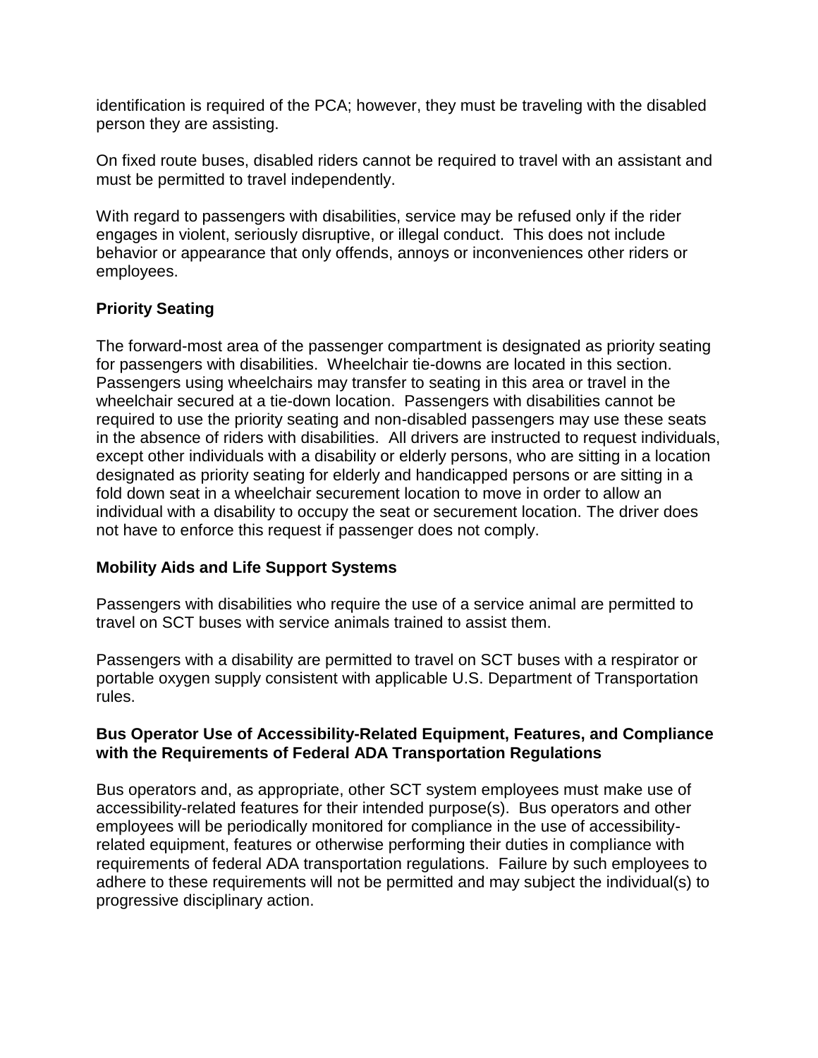identification is required of the PCA; however, they must be traveling with the disabled person they are assisting.

On fixed route buses, disabled riders cannot be required to travel with an assistant and must be permitted to travel independently.

With regard to passengers with disabilities, service may be refused only if the rider engages in violent, seriously disruptive, or illegal conduct. This does not include behavior or appearance that only offends, annoys or inconveniences other riders or employees.

**Priority Seating**

The forward-most area of the passenger compartment is designated as priority seating for passengers with disabilities. Wheelchair tie-downs are located in this section. Passengers using wheelchairs may transfer to seating in this area or travel in the wheelchair secured at a tie-down location. Passengers with disabilities cannot be required to use the priority seating and non-disabled passengers may use these seats in the absence of riders with disabilities. All drivers are instructed to request individuals, except other individuals with a disability or elderly persons, who are sitting in a location designated as priority seating for elderly and handicapped persons or are sitting in a fold down seat in a wheelchair securement location to move in order to allow an individual with a disability to occupy the seat or securement location. The driver does not have to enforce this request if passenger does not comply.

**Mobility Aids and Life Support Systems**

Passengers with disabilities who require the use of a service animal are permitted to travel on SCT buses with service animals trained to assist them.

Passengers with a disability are permitted to travel on SCT buses with a respirator or portable oxygen supply consistent with applicable U.S. Department of Transportation rules.

**Bus Operator Use of Accessibility-Related Equipment, Features, and Compliance with the Requirements of Federal ADA Transportation Regulations**

Bus operators and, as appropriate, other SCT system employees must make use of accessibility-related features for their intended purpose(s). Bus operators and other employees will be periodically monitored for compliance in the use of accessibility-related equipment, features or otherwise performing their duties in compliance with requirements of federal ADA transportation regulations. Failure by such employees to adhere to these requirements will not be permitted and may subject the individual(s) to progressive disciplinary action.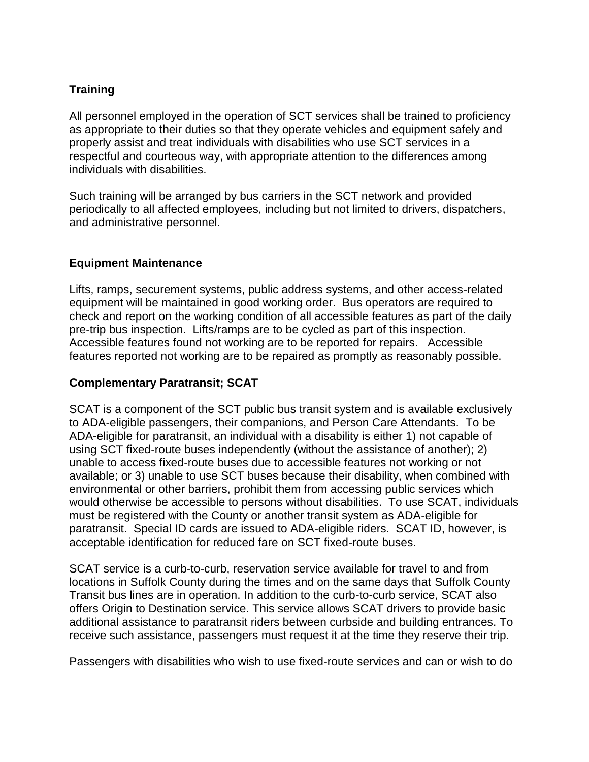## Training

All personnel employed in the operation of SCT services shall be trained to proficiency as appropriate to their duties so that they operate vehicles and equipment safely and properly assist and treat individuals with disabilities who use SCT services in a respectful and courteous way, with appropriate attention to the differences among individuals with disabilities.

Such training will be arranged by bus carriers in the SCT network and provided periodically to all affected employees, including but not limited to drivers, dispatchers, and administrative personnel.

## Equipment Maintenance

Lifts, ramps, securement systems, public address systems, and other access-related equipment will be maintained in good working order. Bus operators are required to check and report on the working condition of all accessible features as part of the daily pre-trip bus inspection. Lifts/ramps are to be cycled as part of this inspection. Accessible features found not working are to be reported for repairs. Accessible features reported not working are to be repaired as promptly as reasonably possible.

## Complementary Paratransit; SCAT

SCAT is a component of the SCT public bus transit system and is available exclusively to ADA-eligible passengers, their companions, and Person Care Attendants. To be ADA-eligible for paratransit, an individual with a disability is either 1) not capable of using SCT fixed-route buses independently (without the assistance of another); 2) unable to access fixed-route buses due to accessible features not working or not available; or 3) unable to use SCT buses because their disability, when combined with environmental or other barriers, prohibit them from accessing public services which would otherwise be accessible to persons without disabilities. To use SCAT, individuals must be registered with the County or another transit system as ADA-eligible for paratransit. Special ID cards are issued to ADA-eligible riders. SCAT ID, however, is acceptable identification for reduced fare on SCT fixed-route buses.

SCAT service is a curb-to-curb, reservation service available for travel to and from locations in Suffolk County during the times and on the same days that Suffolk County Transit bus lines are in operation. In addition to the curb-to-curb service, SCAT also offers Origin to Destination service. This service allows SCAT drivers to provide basic additional assistance to paratransit riders between curbside and building entrances. To receive such assistance, passengers must request it at the time they reserve their trip.

Passengers with disabilities who wish to use fixed-route services and can or wish to do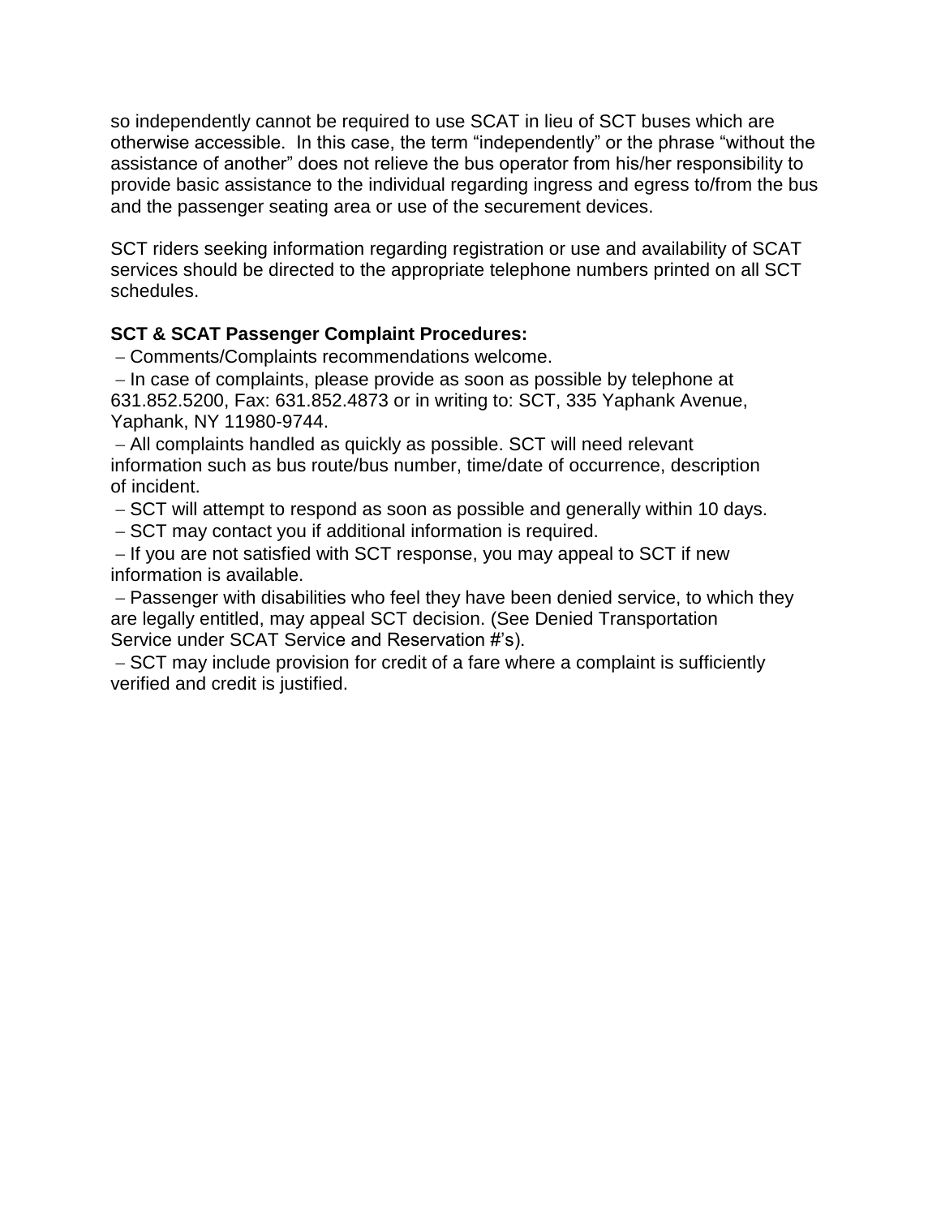so independently cannot be required to use SCAT in lieu of SCT buses which are otherwise accessible. In this case, the term “independently” or the phrase “without the assistance of another” does not relieve the bus operator from his/her responsibility to provide basic assistance to the individual regarding ingress and egress to/from the bus and the passenger seating area or use of the securement devices.

SCT riders seeking information regarding registration or use and availability of SCAT services should be directed to the appropriate telephone numbers printed on all SCT schedules.

**SCT & SCAT Passenger Complaint Procedures:**

- Comments/Complaints recommendations welcome.
- In case of complaints, please provide as soon as possible by telephone at 631.852.5200, Fax: 631.852.4873 or in writing to: SCT, 335 Yaphank Avenue, Yaphank, NY 11980-9744.
- All complaints handled as quickly as possible. SCT will need relevant information such as bus route/bus number, time/date of occurrence, description of incident.
- SCT will attempt to respond as soon as possible and generally within 10 days.
- SCT may contact you if additional information is required.
- If you are not satisfied with SCT response, you may appeal to SCT if new information is available.
- Passenger with disabilities who feel they have been denied service, to which they are legally entitled, may appeal SCT decision. (See Denied Transportation Service under SCAT Service and Reservation #’s).
- SCT may include provision for credit of a fare where a complaint is sufficiently verified and credit is justified.